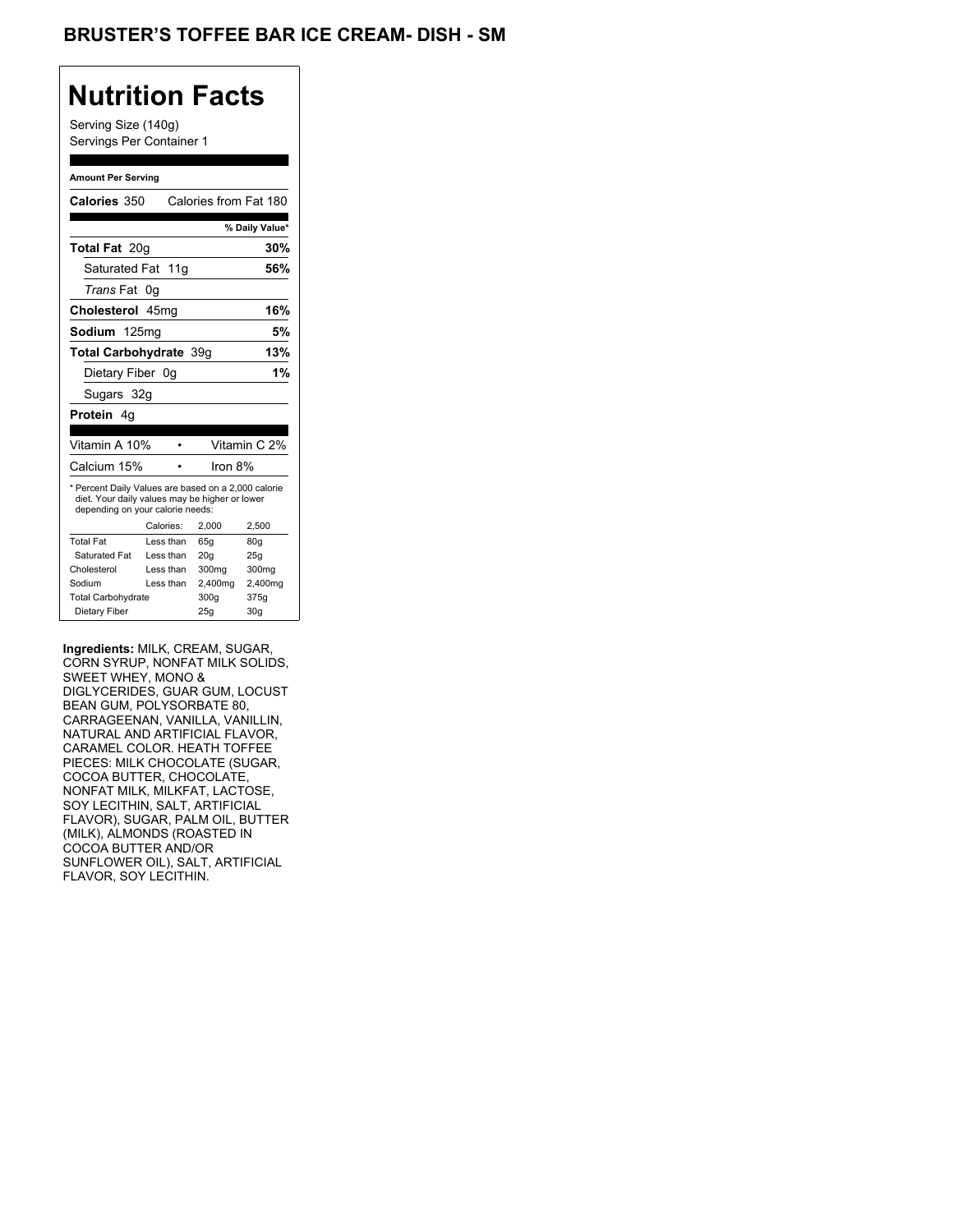# BRUSTER'S TOFFEE BAR ICE CREAM- DISH - SM

## Nutrition Facts

Serving Size (140g)
Servings Per Container 1

**Amount Per Serving**

**Calories** 350 Calories from Fat 180

| | % Daily Value* |
|---|---|
| **Total Fat** 20g | **30%** |
| Saturated Fat 11g | **56%** |
| *Trans* Fat 0g | |
| **Cholesterol** 45mg | **16%** |
| **Sodium** 125mg | **5%** |
| **Total Carbohydrate** 39g | **13%** |
| Dietary Fiber 0g | **1%** |
| Sugars 32g | |
| **Protein** 4g | |

| | | |
|---|---|---|
| Vitamin A 10% | • | Vitamin C 2% |
| Calcium 15% | • | Iron 8% |

* Percent Daily Values are based on a 2,000 calorie diet. Your daily values may be higher or lower depending on your calorie needs:

| | Calories: | 2,000 | 2,500 |
|---|---|---|---|
| Total Fat | Less than | 65g | 80g |
| Saturated Fat | Less than | 20g | 25g |
| Cholesterol | Less than | 300mg | 300mg |
| Sodium | Less than | 2,400mg | 2,400mg |
| Total Carbohydrate | | 300g | 375g |
| Dietary Fiber | | 25g | 30g |

**Ingredients:** MILK, CREAM, SUGAR, CORN SYRUP, NONFAT MILK SOLIDS, SWEET WHEY, MONO & DIGLYCERIDES, GUAR GUM, LOCUST BEAN GUM, POLYSORBATE 80, CARRAGEENAN, VANILLA, VANILLIN, NATURAL AND ARTIFICIAL FLAVOR, CARAMEL COLOR. HEATH TOFFEE PIECES: MILK CHOCOLATE (SUGAR, COCOA BUTTER, CHOCOLATE, NONFAT MILK, MILKFAT, LACTOSE, SOY LECITHIN, SALT, ARTIFICIAL FLAVOR), SUGAR, PALM OIL, BUTTER (MILK), ALMONDS (ROASTED IN COCOA BUTTER AND/OR SUNFLOWER OIL), SALT, ARTIFICIAL FLAVOR, SOY LECITHIN.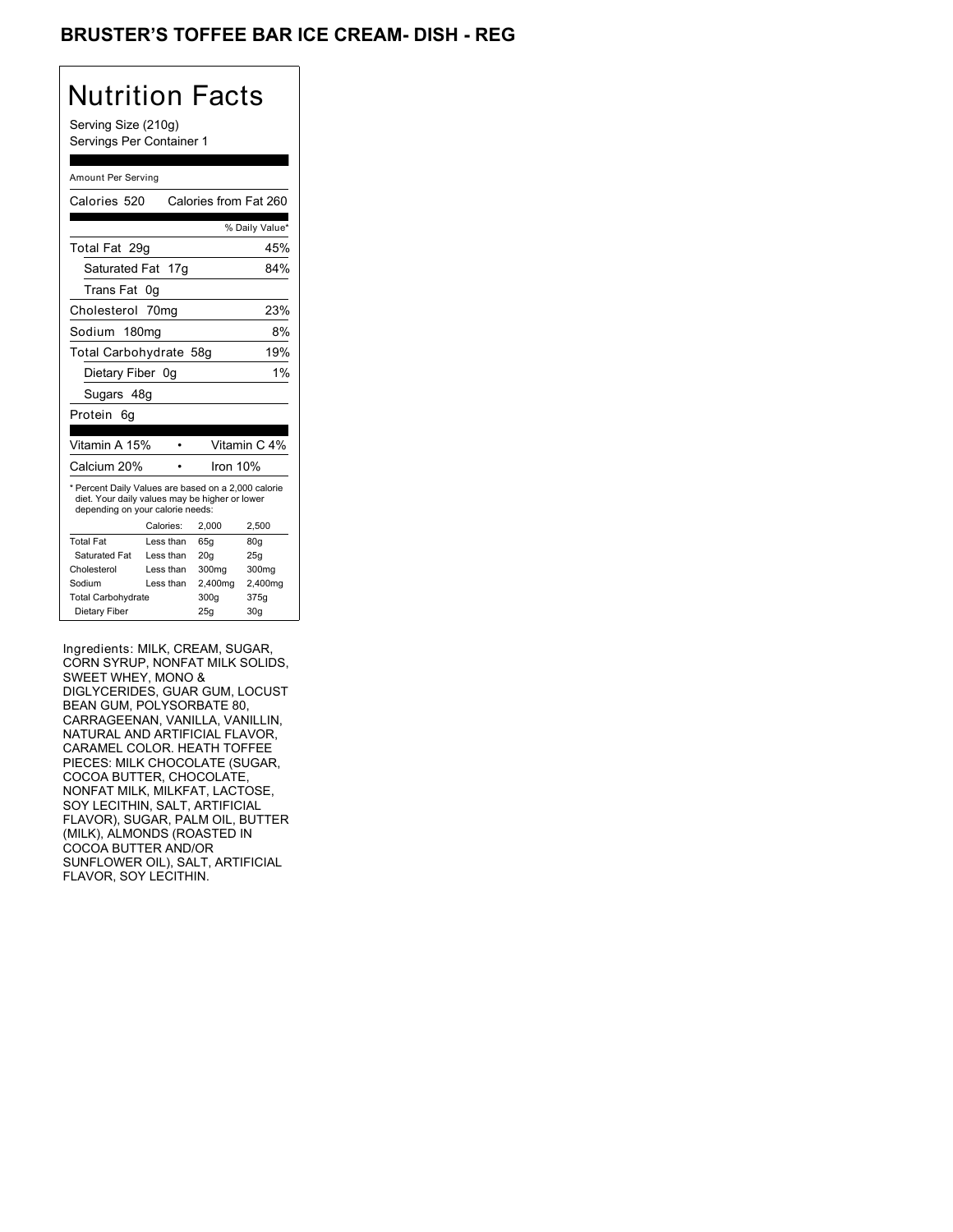# BRUSTER'S TOFFEE BAR ICE CREAM- DISH - REG

## Nutrition Facts

Serving Size (210g)
Servings Per Container 1

Amount Per Serving

| | |
|---|---|
| Calories 520 | Calories from Fat 260 |
| | % Daily Value* |
| Total Fat 29g | 45% |
| Saturated Fat 17g | 84% |
| Trans Fat 0g | |
| Cholesterol 70mg | 23% |
| Sodium 180mg | 8% |
| Total Carbohydrate 58g | 19% |
| Dietary Fiber 0g | 1% |
| Sugars 48g | |
| Protein 6g | |

| | |
|---|---|
| Vitamin A 15% | Vitamin C 4% |
| Calcium 20% | Iron 10% |

* Percent Daily Values are based on a 2,000 calorie diet. Your daily values may be higher or lower depending on your calorie needs:

| | Calories: | 2,000 | 2,500 |
|---|---|---|---|
| Total Fat | Less than | 65g | 80g |
| Saturated Fat | Less than | 20g | 25g |
| Cholesterol | Less than | 300mg | 300mg |
| Sodium | Less than | 2,400mg | 2,400mg |
| Total Carbohydrate | | 300g | 375g |
| Dietary Fiber | | 25g | 30g |

Ingredients: MILK, CREAM, SUGAR, CORN SYRUP, NONFAT MILK SOLIDS, SWEET WHEY, MONO & DIGLYCERIDES, GUAR GUM, LOCUST BEAN GUM, POLYSORBATE 80, CARRAGEENAN, VANILLA, VANILLIN, NATURAL AND ARTIFICIAL FLAVOR, CARAMEL COLOR. HEATH TOFFEE PIECES: MILK CHOCOLATE (SUGAR, COCOA BUTTER, CHOCOLATE, NONFAT MILK, MILKFAT, LACTOSE, SOY LECITHIN, SALT, ARTIFICIAL FLAVOR), SUGAR, PALM OIL, BUTTER (MILK), ALMONDS (ROASTED IN COCOA BUTTER AND/OR SUNFLOWER OIL), SALT, ARTIFICIAL FLAVOR, SOY LECITHIN.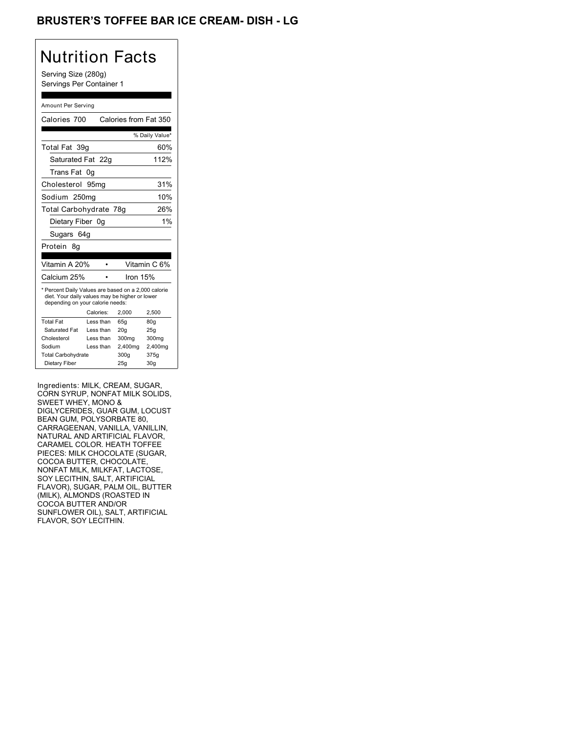# BRUSTER'S TOFFEE BAR ICE CREAM- DISH - LG

## Nutrition Facts

Serving Size (280g)
Servings Per Container 1

Amount Per Serving

Calories 700 Calories from Fat 350

| | % Daily Value* |
|---|---|
| Total Fat 39g | 60% |
| Saturated Fat 22g | 112% |
| Trans Fat 0g | |
| Cholesterol 95mg | 31% |
| Sodium 250mg | 10% |
| Total Carbohydrate 78g | 26% |
| Dietary Fiber 0g | 1% |
| Sugars 64g | |
| Protein 8g | |

| | |
|---|---|
| Vitamin A 20% | Vitamin C 6% |
| Calcium 25% | Iron 15% |

* Percent Daily Values are based on a 2,000 calorie diet. Your daily values may be higher or lower depending on your calorie needs:

| | Calories: | 2,000 | 2,500 |
|---|---|---|---|
| Total Fat | Less than | 65g | 80g |
| Saturated Fat | Less than | 20g | 25g |
| Cholesterol | Less than | 300mg | 300mg |
| Sodium | Less than | 2,400mg | 2,400mg |
| Total Carbohydrate | | 300g | 375g |
| Dietary Fiber | | 25g | 30g |

Ingredients: MILK, CREAM, SUGAR, CORN SYRUP, NONFAT MILK SOLIDS, SWEET WHEY, MONO & DIGLYCERIDES, GUAR GUM, LOCUST BEAN GUM, POLYSORBATE 80, CARRAGEENAN, VANILLA, VANILLIN, NATURAL AND ARTIFICIAL FLAVOR, CARAMEL COLOR. HEATH TOFFEE PIECES: MILK CHOCOLATE (SUGAR, COCOA BUTTER, CHOCOLATE, NONFAT MILK, MILKFAT, LACTOSE, SOY LECITHIN, SALT, ARTIFICIAL FLAVOR), SUGAR, PALM OIL, BUTTER (MILK), ALMONDS (ROASTED IN COCOA BUTTER AND/OR SUNFLOWER OIL), SALT, ARTIFICIAL FLAVOR, SOY LECITHIN.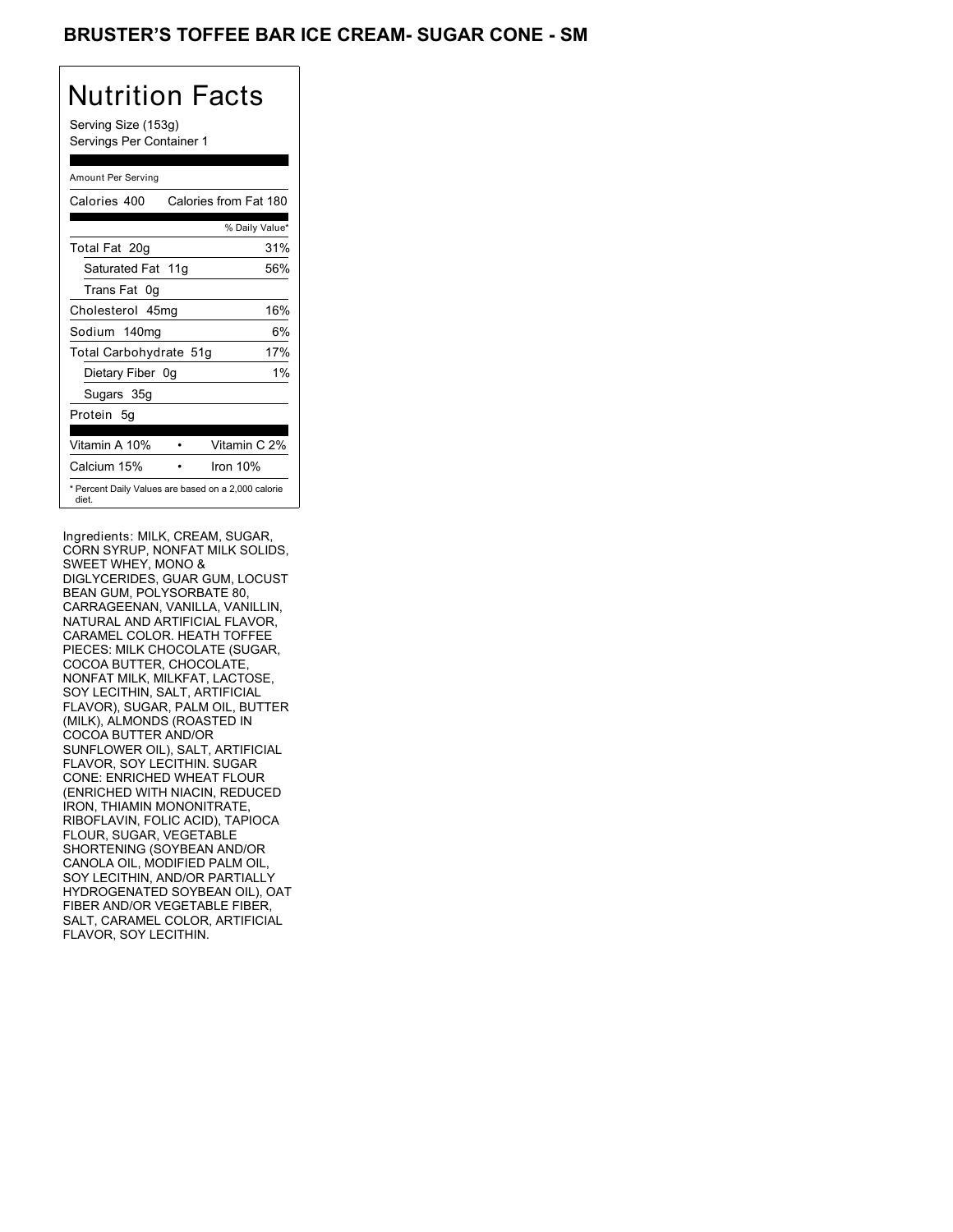# BRUSTER'S TOFFEE BAR ICE CREAM- SUGAR CONE - SM

## Nutrition Facts

Serving Size (153g)
Servings Per Container 1

Amount Per Serving

| | |
|---|---|
| Calories 400 | Calories from Fat 180 |
| | % Daily Value* |
| Total Fat 20g | 31% |
| Saturated Fat 11g | 56% |
| Trans Fat 0g | |
| Cholesterol 45mg | 16% |
| Sodium 140mg | 6% |
| Total Carbohydrate 51g | 17% |
| Dietary Fiber 0g | 1% |
| Sugars 35g | |
| Protein 5g | |
| Vitamin A 10% | Vitamin C 2% |
| Calcium 15% | Iron 10% |

* Percent Daily Values are based on a 2,000 calorie diet.

Ingredients: MILK, CREAM, SUGAR, CORN SYRUP, NONFAT MILK SOLIDS, SWEET WHEY, MONO & DIGLYCERIDES, GUAR GUM, LOCUST BEAN GUM, POLYSORBATE 80, CARRAGEENAN, VANILLA, VANILLIN, NATURAL AND ARTIFICIAL FLAVOR, CARAMEL COLOR. HEATH TOFFEE PIECES: MILK CHOCOLATE (SUGAR, COCOA BUTTER, CHOCOLATE, NONFAT MILK, MILKFAT, LACTOSE, SOY LECITHIN, SALT, ARTIFICIAL FLAVOR), SUGAR, PALM OIL, BUTTER (MILK), ALMONDS (ROASTED IN COCOA BUTTER AND/OR SUNFLOWER OIL), SALT, ARTIFICIAL FLAVOR, SOY LECITHIN. SUGAR CONE: ENRICHED WHEAT FLOUR (ENRICHED WITH NIACIN, REDUCED IRON, THIAMIN MONONITRATE, RIBOFLAVIN, FOLIC ACID), TAPIOCA FLOUR, SUGAR, VEGETABLE SHORTENING (SOYBEAN AND/OR CANOLA OIL, MODIFIED PALM OIL, SOY LECITHIN, AND/OR PARTIALLY HYDROGENATED SOYBEAN OIL), OAT FIBER AND/OR VEGETABLE FIBER, SALT, CARAMEL COLOR, ARTIFICIAL FLAVOR, SOY LECITHIN.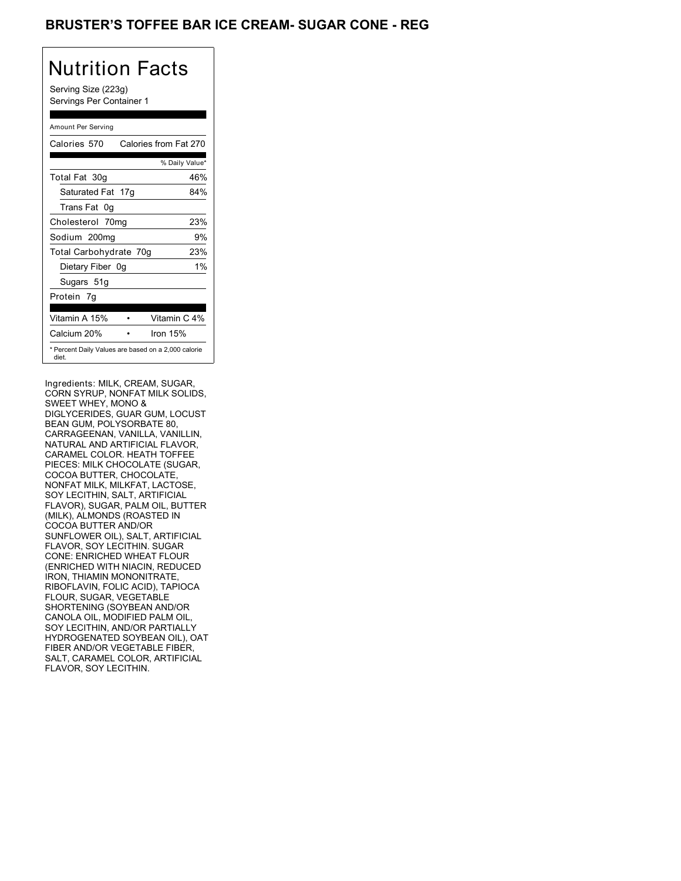# BRUSTER'S TOFFEE BAR ICE CREAM- SUGAR CONE - REG

## Nutrition Facts

Serving Size (223g)
Servings Per Container 1

| Amount Per Serving | |
|---|---|
| Calories 570 | Calories from Fat 270 |
| | % Daily Value* |
| Total Fat 30g | 46% |
| Saturated Fat 17g | 84% |
| Trans Fat 0g | |
| Cholesterol 70mg | 23% |
| Sodium 200mg | 9% |
| Total Carbohydrate 70g | 23% |
| Dietary Fiber 0g | 1% |
| Sugars 51g | |
| Protein 7g | |
| Vitamin A 15% | Vitamin C 4% |
| Calcium 20% | Iron 15% |

* Percent Daily Values are based on a 2,000 calorie diet.

Ingredients: MILK, CREAM, SUGAR, CORN SYRUP, NONFAT MILK SOLIDS, SWEET WHEY, MONO & DIGLYCERIDES, GUAR GUM, LOCUST BEAN GUM, POLYSORBATE 80, CARRAGEENAN, VANILLA, VANILLIN, NATURAL AND ARTIFICIAL FLAVOR, CARAMEL COLOR. HEATH TOFFEE PIECES: MILK CHOCOLATE (SUGAR, COCOA BUTTER, CHOCOLATE, NONFAT MILK, MILKFAT, LACTOSE, SOY LECITHIN, SALT, ARTIFICIAL FLAVOR), SUGAR, PALM OIL, BUTTER (MILK), ALMONDS (ROASTED IN COCOA BUTTER AND/OR SUNFLOWER OIL), SALT, ARTIFICIAL FLAVOR, SOY LECITHIN. SUGAR CONE: ENRICHED WHEAT FLOUR (ENRICHED WITH NIACIN, REDUCED IRON, THIAMIN MONONITRATE, RIBOFLAVIN, FOLIC ACID), TAPIOCA FLOUR, SUGAR, VEGETABLE SHORTENING (SOYBEAN AND/OR CANOLA OIL, MODIFIED PALM OIL, SOY LECITHIN, AND/OR PARTIALLY HYDROGENATED SOYBEAN OIL), OAT FIBER AND/OR VEGETABLE FIBER, SALT, CARAMEL COLOR, ARTIFICIAL FLAVOR, SOY LECITHIN.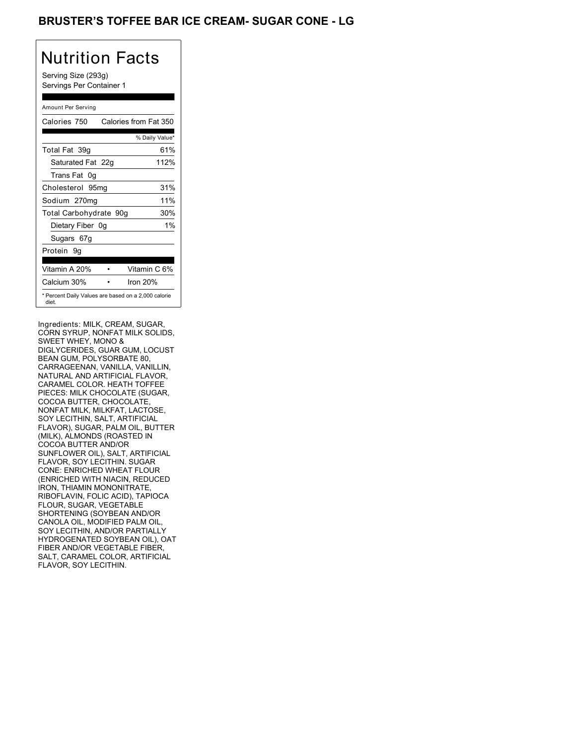# BRUSTER'S TOFFEE BAR ICE CREAM- SUGAR CONE - LG

## Nutrition Facts

Serving Size (293g)
Servings Per Container 1

Amount Per Serving

| Calories 750 | Calories from Fat 350 |
|---|---|
| | % Daily Value* |
| Total Fat 39g | 61% |
| Saturated Fat 22g | 112% |
| Trans Fat 0g | |
| Cholesterol 95mg | 31% |
| Sodium 270mg | 11% |
| Total Carbohydrate 90g | 30% |
| Dietary Fiber 0g | 1% |
| Sugars 67g | |
| Protein 9g | |

| Vitamin A 20% | Vitamin C 6% |
|---|---|
| Calcium 30% | Iron 20% |

\* Percent Daily Values are based on a 2,000 calorie diet.

Ingredients: MILK, CREAM, SUGAR, CORN SYRUP, NONFAT MILK SOLIDS, SWEET WHEY, MONO & DIGLYCERIDES, GUAR GUM, LOCUST BEAN GUM, POLYSORBATE 80, CARRAGEENAN, VANILLA, VANILLIN, NATURAL AND ARTIFICIAL FLAVOR, CARAMEL COLOR. HEATH TOFFEE PIECES: MILK CHOCOLATE (SUGAR, COCOA BUTTER, CHOCOLATE, NONFAT MILK, MILKFAT, LACTOSE, SOY LECITHIN, SALT, ARTIFICIAL FLAVOR), SUGAR, PALM OIL, BUTTER (MILK), ALMONDS (ROASTED IN COCOA BUTTER AND/OR SUNFLOWER OIL), SALT, ARTIFICIAL FLAVOR, SOY LECITHIN. SUGAR CONE: ENRICHED WHEAT FLOUR (ENRICHED WITH NIACIN, REDUCED IRON, THIAMIN MONONITRATE, RIBOFLAVIN, FOLIC ACID), TAPIOCA FLOUR, SUGAR, VEGETABLE SHORTENING (SOYBEAN AND/OR CANOLA OIL, MODIFIED PALM OIL, SOY LECITHIN, AND/OR PARTIALLY HYDROGENATED SOYBEAN OIL), OAT FIBER AND/OR VEGETABLE FIBER, SALT, CARAMEL COLOR, ARTIFICIAL FLAVOR, SOY LECITHIN.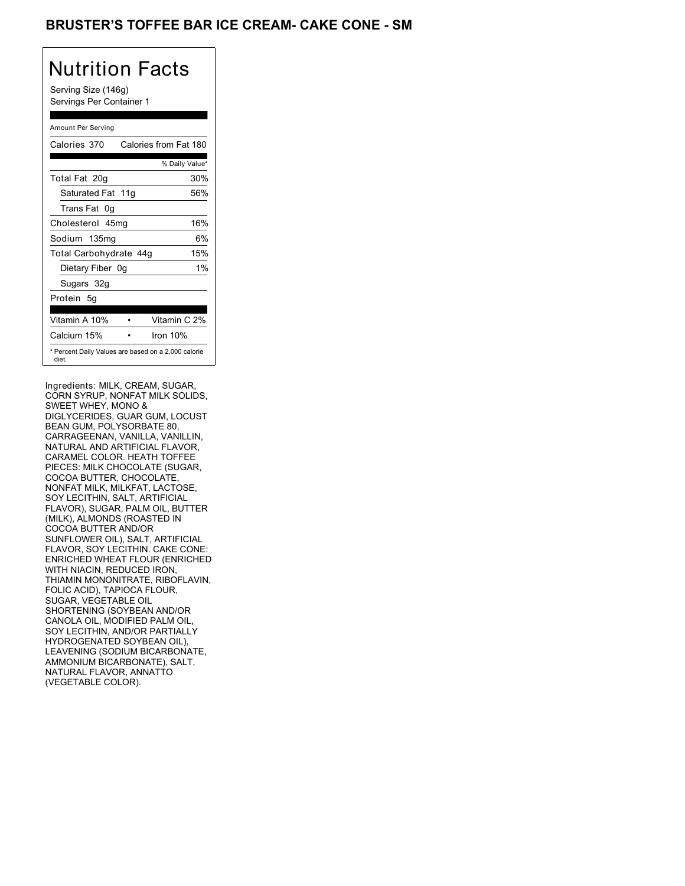# BRUSTER'S TOFFEE BAR ICE CREAM- CAKE CONE - SM

## Nutrition Facts

Serving Size (146g)
Servings Per Container 1

Amount Per Serving

| Calories 370 | Calories from Fat 180 |
|---|---|
| | % Daily Value* |
| Total Fat 20g | 30% |
| Saturated Fat 11g | 56% |
| Trans Fat 0g | |
| Cholesterol 45mg | 16% |
| Sodium 135mg | 6% |
| Total Carbohydrate 44g | 15% |
| Dietary Fiber 0g | 1% |
| Sugars 32g | |
| Protein 5g | |
| Vitamin A 10% • | Vitamin C 2% |
| Calcium 15% • | Iron 10% |

* Percent Daily Values are based on a 2,000 calorie diet.

Ingredients: MILK, CREAM, SUGAR, CORN SYRUP, NONFAT MILK SOLIDS, SWEET WHEY, MONO & DIGLYCERIDES, GUAR GUM, LOCUST BEAN GUM, POLYSORBATE 80, CARRAGEENAN, VANILLA, VANILLIN, NATURAL AND ARTIFICIAL FLAVOR, CARAMEL COLOR. HEATH TOFFEE PIECES: MILK CHOCOLATE (SUGAR, COCOA BUTTER, CHOCOLATE, NONFAT MILK, MILKFAT, LACTOSE, SOY LECITHIN, SALT, ARTIFICIAL FLAVOR), SUGAR, PALM OIL, BUTTER (MILK), ALMONDS (ROASTED IN COCOA BUTTER AND/OR SUNFLOWER OIL), SALT, ARTIFICIAL FLAVOR, SOY LECITHIN. CAKE CONE: ENRICHED WHEAT FLOUR (ENRICHED WITH NIACIN, REDUCED IRON, THIAMIN MONONITRATE, RIBOFLAVIN, FOLIC ACID), TAPIOCA FLOUR, SUGAR, VEGETABLE OIL SHORTENING (SOYBEAN AND/OR CANOLA OIL, MODIFIED PALM OIL, SOY LECITHIN, AND/OR PARTIALLY HYDROGENATED SOYBEAN OIL), LEAVENING (SODIUM BICARBONATE, AMMONIUM BICARBONATE), SALT, NATURAL FLAVOR, ANNATTO (VEGETABLE COLOR).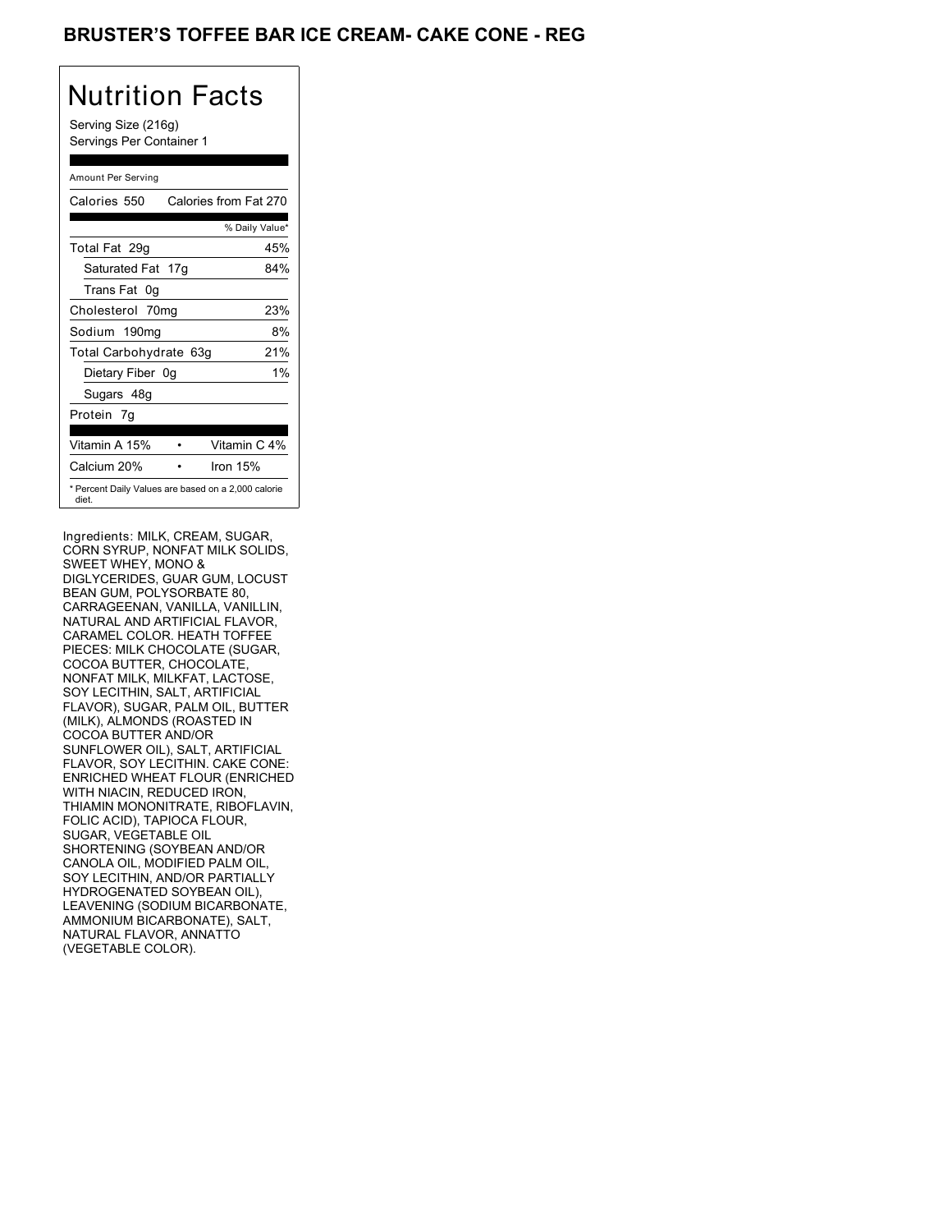# BRUSTER'S TOFFEE BAR ICE CREAM- CAKE CONE - REG

## Nutrition Facts

Serving Size (216g)
Servings Per Container 1

Amount Per Serving

| Calories 550 | Calories from Fat 270 |
|---|---|
| | % Daily Value* |
| Total Fat 29g | 45% |
| Saturated Fat 17g | 84% |
| Trans Fat 0g | |
| Cholesterol 70mg | 23% |
| Sodium 190mg | 8% |
| Total Carbohydrate 63g | 21% |
| Dietary Fiber 0g | 1% |
| Sugars 48g | |
| Protein 7g | |
| Vitamin A 15% • | Vitamin C 4% |
| Calcium 20% • | Iron 15% |

* Percent Daily Values are based on a 2,000 calorie diet.

Ingredients: MILK, CREAM, SUGAR, CORN SYRUP, NONFAT MILK SOLIDS, SWEET WHEY, MONO & DIGLYCERIDES, GUAR GUM, LOCUST BEAN GUM, POLYSORBATE 80, CARRAGEENAN, VANILLA, VANILLIN, NATURAL AND ARTIFICIAL FLAVOR, CARAMEL COLOR. HEATH TOFFEE PIECES: MILK CHOCOLATE (SUGAR, COCOA BUTTER, CHOCOLATE, NONFAT MILK, MILKFAT, LACTOSE, SOY LECITHIN, SALT, ARTIFICIAL FLAVOR), SUGAR, PALM OIL, BUTTER (MILK), ALMONDS (ROASTED IN COCOA BUTTER AND/OR SUNFLOWER OIL), SALT, ARTIFICIAL FLAVOR, SOY LECITHIN. CAKE CONE: ENRICHED WHEAT FLOUR (ENRICHED WITH NIACIN, REDUCED IRON, THIAMIN MONONITRATE, RIBOFLAVIN, FOLIC ACID), TAPIOCA FLOUR, SUGAR, VEGETABLE OIL SHORTENING (SOYBEAN AND/OR CANOLA OIL, MODIFIED PALM OIL, SOY LECITHIN, AND/OR PARTIALLY HYDROGENATED SOYBEAN OIL), LEAVENING (SODIUM BICARBONATE, AMMONIUM BICARBONATE), SALT, NATURAL FLAVOR, ANNATTO (VEGETABLE COLOR).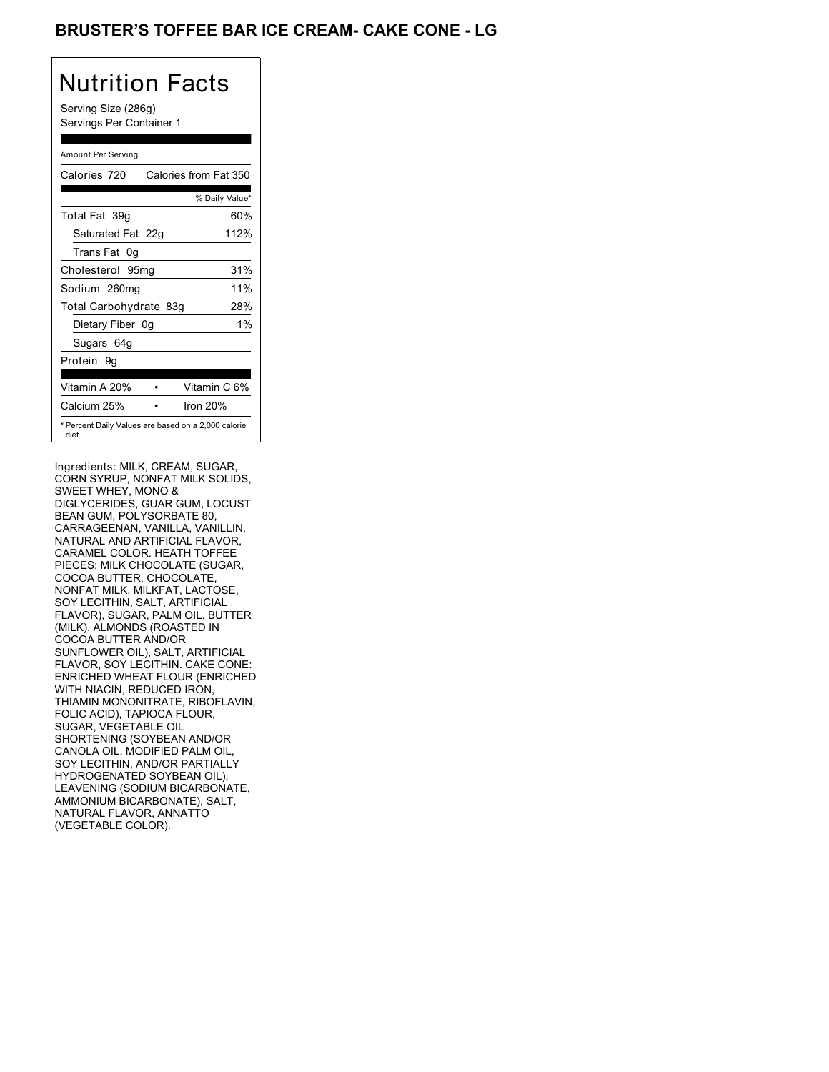## BRUSTER'S TOFFEE BAR ICE CREAM- CAKE CONE - LG

# Nutrition Facts

Serving Size (286g)
Servings Per Container 1

Amount Per Serving

| Calories 720 | Calories from Fat 350 |
|---|---|
| | % Daily Value* |
| Total Fat 39g | 60% |
| Saturated Fat 22g | 112% |
| Trans Fat 0g | |
| Cholesterol 95mg | 31% |
| Sodium 260mg | 11% |
| Total Carbohydrate 83g | 28% |
| Dietary Fiber 0g | 1% |
| Sugars 64g | |
| Protein 9g | |

| Vitamin A 20% | • | Vitamin C 6% |
|---|---|---|
| Calcium 25% | • | Iron 20% |

* Percent Daily Values are based on a 2,000 calorie diet.

Ingredients: MILK, CREAM, SUGAR, CORN SYRUP, NONFAT MILK SOLIDS, SWEET WHEY, MONO & DIGLYCERIDES, GUAR GUM, LOCUST BEAN GUM, POLYSORBATE 80, CARRAGEENAN, VANILLA, VANILLIN, NATURAL AND ARTIFICIAL FLAVOR, CARAMEL COLOR. HEATH TOFFEE PIECES: MILK CHOCOLATE (SUGAR, COCOA BUTTER, CHOCOLATE, NONFAT MILK, MILKFAT, LACTOSE, SOY LECITHIN, SALT, ARTIFICIAL FLAVOR), SUGAR, PALM OIL, BUTTER (MILK), ALMONDS (ROASTED IN COCOA BUTTER AND/OR SUNFLOWER OIL), SALT, ARTIFICIAL FLAVOR, SOY LECITHIN. CAKE CONE: ENRICHED WHEAT FLOUR (ENRICHED WITH NIACIN, REDUCED IRON, THIAMIN MONONITRATE, RIBOFLAVIN, FOLIC ACID), TAPIOCA FLOUR, SUGAR, VEGETABLE OIL SHORTENING (SOYBEAN AND/OR CANOLA OIL, MODIFIED PALM OIL, SOY LECITHIN, AND/OR PARTIALLY HYDROGENATED SOYBEAN OIL), LEAVENING (SODIUM BICARBONATE, AMMONIUM BICARBONATE), SALT, NATURAL FLAVOR, ANNATTO (VEGETABLE COLOR).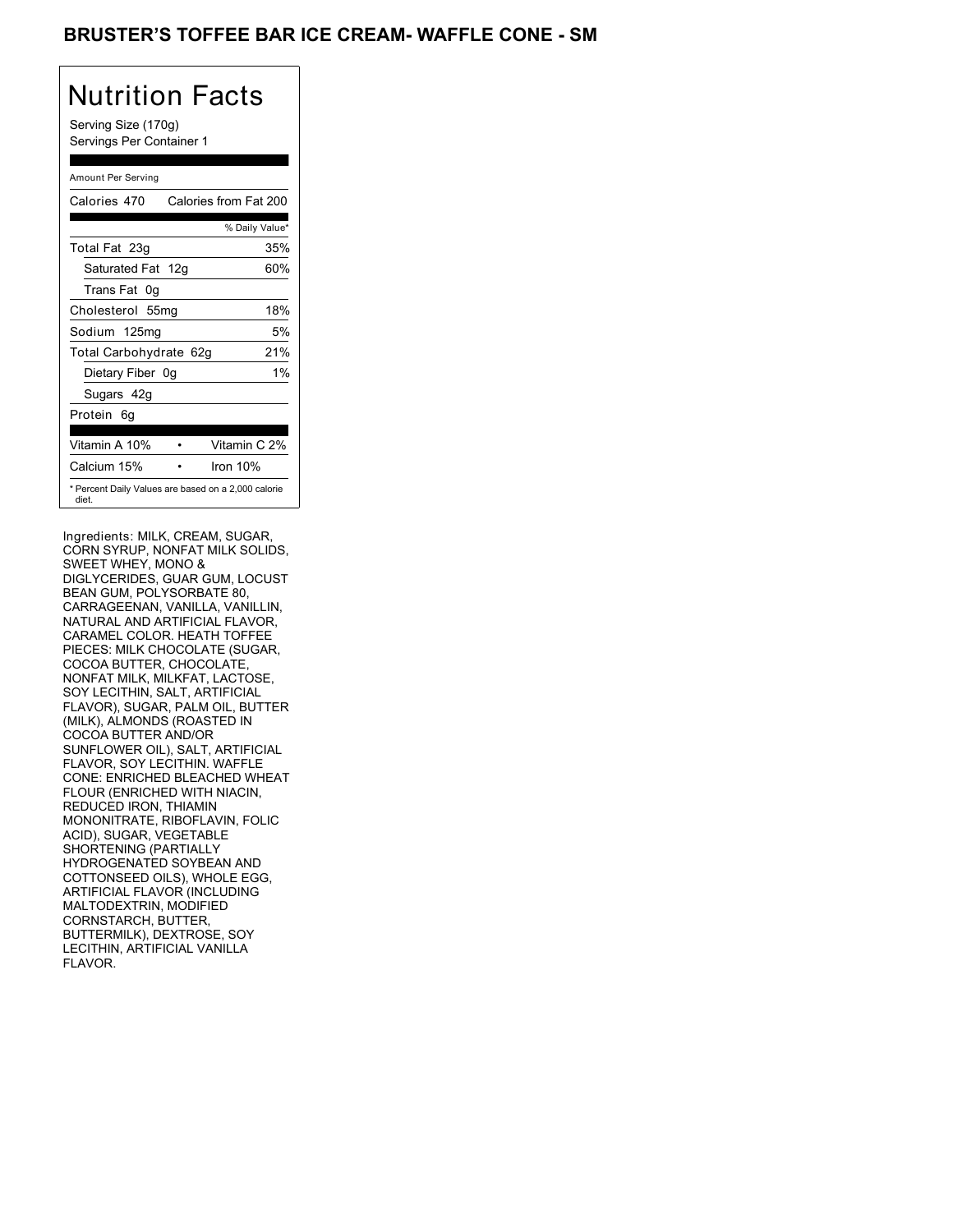# BRUSTER'S TOFFEE BAR ICE CREAM- WAFFLE CONE - SM

## Nutrition Facts

Serving Size (170g)
Servings Per Container 1

Amount Per Serving

| Calories 470 | Calories from Fat 200 |
|---|---|
| | % Daily Value* |
| Total Fat 23g | 35% |
| Saturated Fat 12g | 60% |
| Trans Fat 0g | |
| Cholesterol 55mg | 18% |
| Sodium 125mg | 5% |
| Total Carbohydrate 62g | 21% |
| Dietary Fiber 0g | 1% |
| Sugars 42g | |
| Protein 6g | |

| Vitamin A 10% | • | Vitamin C 2% |
|---|---|---|
| Calcium 15% | • | Iron 10% |

* Percent Daily Values are based on a 2,000 calorie diet.

Ingredients: MILK, CREAM, SUGAR, CORN SYRUP, NONFAT MILK SOLIDS, SWEET WHEY, MONO & DIGLYCERIDES, GUAR GUM, LOCUST BEAN GUM, POLYSORBATE 80, CARRAGEENAN, VANILLA, VANILLIN, NATURAL AND ARTIFICIAL FLAVOR, CARAMEL COLOR. HEATH TOFFEE PIECES: MILK CHOCOLATE (SUGAR, COCOA BUTTER, CHOCOLATE, NONFAT MILK, MILKFAT, LACTOSE, SOY LECITHIN, SALT, ARTIFICIAL FLAVOR), SUGAR, PALM OIL, BUTTER (MILK), ALMONDS (ROASTED IN COCOA BUTTER AND/OR SUNFLOWER OIL), SALT, ARTIFICIAL FLAVOR, SOY LECITHIN. WAFFLE CONE: ENRICHED BLEACHED WHEAT FLOUR (ENRICHED WITH NIACIN, REDUCED IRON, THIAMIN MONONITRATE, RIBOFLAVIN, FOLIC ACID), SUGAR, VEGETABLE SHORTENING (PARTIALLY HYDROGENATED SOYBEAN AND COTTONSEED OILS), WHOLE EGG, ARTIFICIAL FLAVOR (INCLUDING MALTODEXTRIN, MODIFIED CORNSTARCH, BUTTER, BUTTERMILK), DEXTROSE, SOY LECITHIN, ARTIFICIAL VANILLA FLAVOR.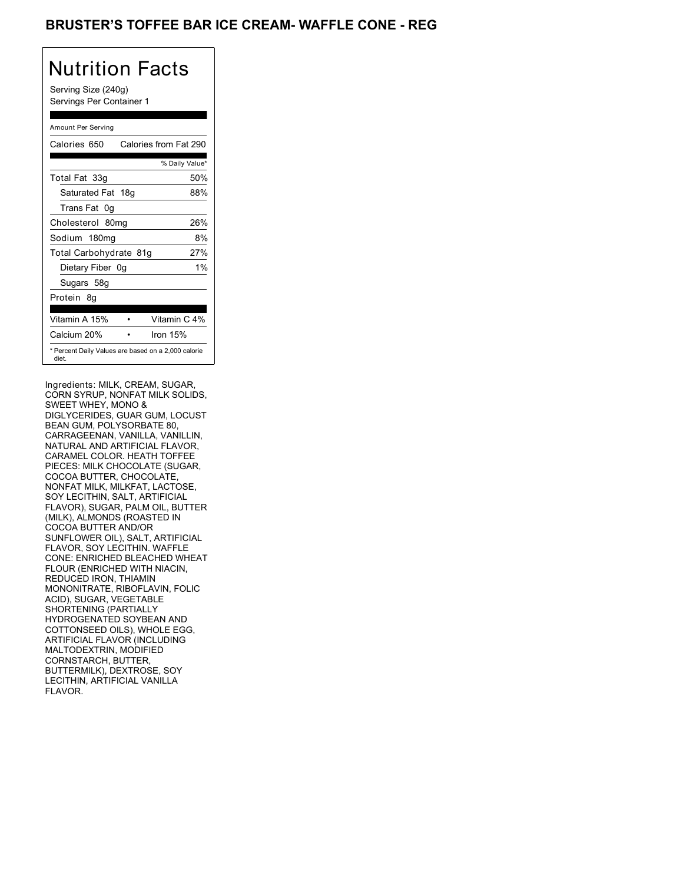# BRUSTER'S TOFFEE BAR ICE CREAM- WAFFLE CONE - REG

## Nutrition Facts

Serving Size (240g)
Servings Per Container 1

Amount Per Serving

| Calories 650 | Calories from Fat 290 |
|---|---|
| | % Daily Value* |
| Total Fat 33g | 50% |
| Saturated Fat 18g | 88% |
| Trans Fat 0g | |
| Cholesterol 80mg | 26% |
| Sodium 180mg | 8% |
| Total Carbohydrate 81g | 27% |
| Dietary Fiber 0g | 1% |
| Sugars 58g | |
| Protein 8g | |

| Vitamin A 15% | • | Vitamin C 4% |
|---|---|---|
| Calcium 20% | • | Iron 15% |

* Percent Daily Values are based on a 2,000 calorie diet.

Ingredients: MILK, CREAM, SUGAR, CORN SYRUP, NONFAT MILK SOLIDS, SWEET WHEY, MONO & DIGLYCERIDES, GUAR GUM, LOCUST BEAN GUM, POLYSORBATE 80, CARRAGEENAN, VANILLA, VANILLIN, NATURAL AND ARTIFICIAL FLAVOR, CARAMEL COLOR. HEATH TOFFEE PIECES: MILK CHOCOLATE (SUGAR, COCOA BUTTER, CHOCOLATE, NONFAT MILK, MILKFAT, LACTOSE, SOY LECITHIN, SALT, ARTIFICIAL FLAVOR), SUGAR, PALM OIL, BUTTER (MILK), ALMONDS (ROASTED IN COCOA BUTTER AND/OR SUNFLOWER OIL), SALT, ARTIFICIAL FLAVOR, SOY LECITHIN. WAFFLE CONE: ENRICHED BLEACHED WHEAT FLOUR (ENRICHED WITH NIACIN, REDUCED IRON, THIAMIN MONONITRATE, RIBOFLAVIN, FOLIC ACID), SUGAR, VEGETABLE SHORTENING (PARTIALLY HYDROGENATED SOYBEAN AND COTTONSEED OILS), WHOLE EGG, ARTIFICIAL FLAVOR (INCLUDING MALTODEXTRIN, MODIFIED CORNSTARCH, BUTTER, BUTTERMILK), DEXTROSE, SOY LECITHIN, ARTIFICIAL VANILLA FLAVOR.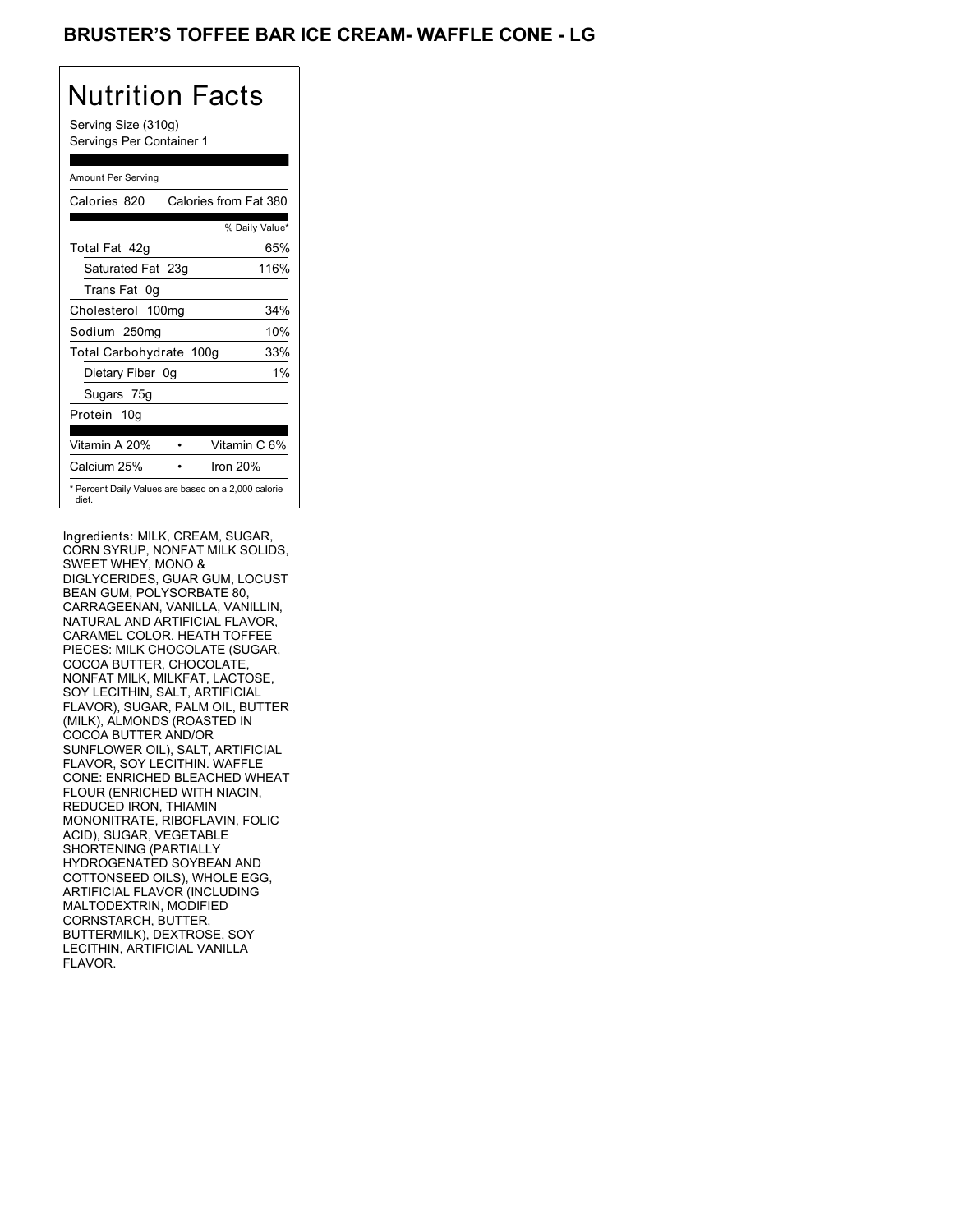## BRUSTER'S TOFFEE BAR ICE CREAM- WAFFLE CONE - LG

# Nutrition Facts

Serving Size (310g)
Servings Per Container 1

Amount Per Serving

| | |
|---|---|
| Calories 820 | Calories from Fat 380 |
| | % Daily Value* |
| Total Fat 42g | 65% |
| Saturated Fat 23g | 116% |
| Trans Fat 0g | |
| Cholesterol 100mg | 34% |
| Sodium 250mg | 10% |
| Total Carbohydrate 100g | 33% |
| Dietary Fiber 0g | 1% |
| Sugars 75g | |
| Protein 10g | |
| Vitamin A 20% | Vitamin C 6% |
| Calcium 25% | Iron 20% |

* Percent Daily Values are based on a 2,000 calorie diet.

Ingredients: MILK, CREAM, SUGAR, CORN SYRUP, NONFAT MILK SOLIDS, SWEET WHEY, MONO & DIGLYCERIDES, GUAR GUM, LOCUST BEAN GUM, POLYSORBATE 80, CARRAGEENAN, VANILLA, VANILLIN, NATURAL AND ARTIFICIAL FLAVOR, CARAMEL COLOR. HEATH TOFFEE PIECES: MILK CHOCOLATE (SUGAR, COCOA BUTTER, CHOCOLATE, NONFAT MILK, MILKFAT, LACTOSE, SOY LECITHIN, SALT, ARTIFICIAL FLAVOR), SUGAR, PALM OIL, BUTTER (MILK), ALMONDS (ROASTED IN COCOA BUTTER AND/OR SUNFLOWER OIL), SALT, ARTIFICIAL FLAVOR, SOY LECITHIN. WAFFLE CONE: ENRICHED BLEACHED WHEAT FLOUR (ENRICHED WITH NIACIN, REDUCED IRON, THIAMIN MONONITRATE, RIBOFLAVIN, FOLIC ACID), SUGAR, VEGETABLE SHORTENING (PARTIALLY HYDROGENATED SOYBEAN AND COTTONSEED OILS), WHOLE EGG, ARTIFICIAL FLAVOR (INCLUDING MALTODEXTRIN, MODIFIED CORNSTARCH, BUTTER, BUTTERMILK), DEXTROSE, SOY LECITHIN, ARTIFICIAL VANILLA FLAVOR.